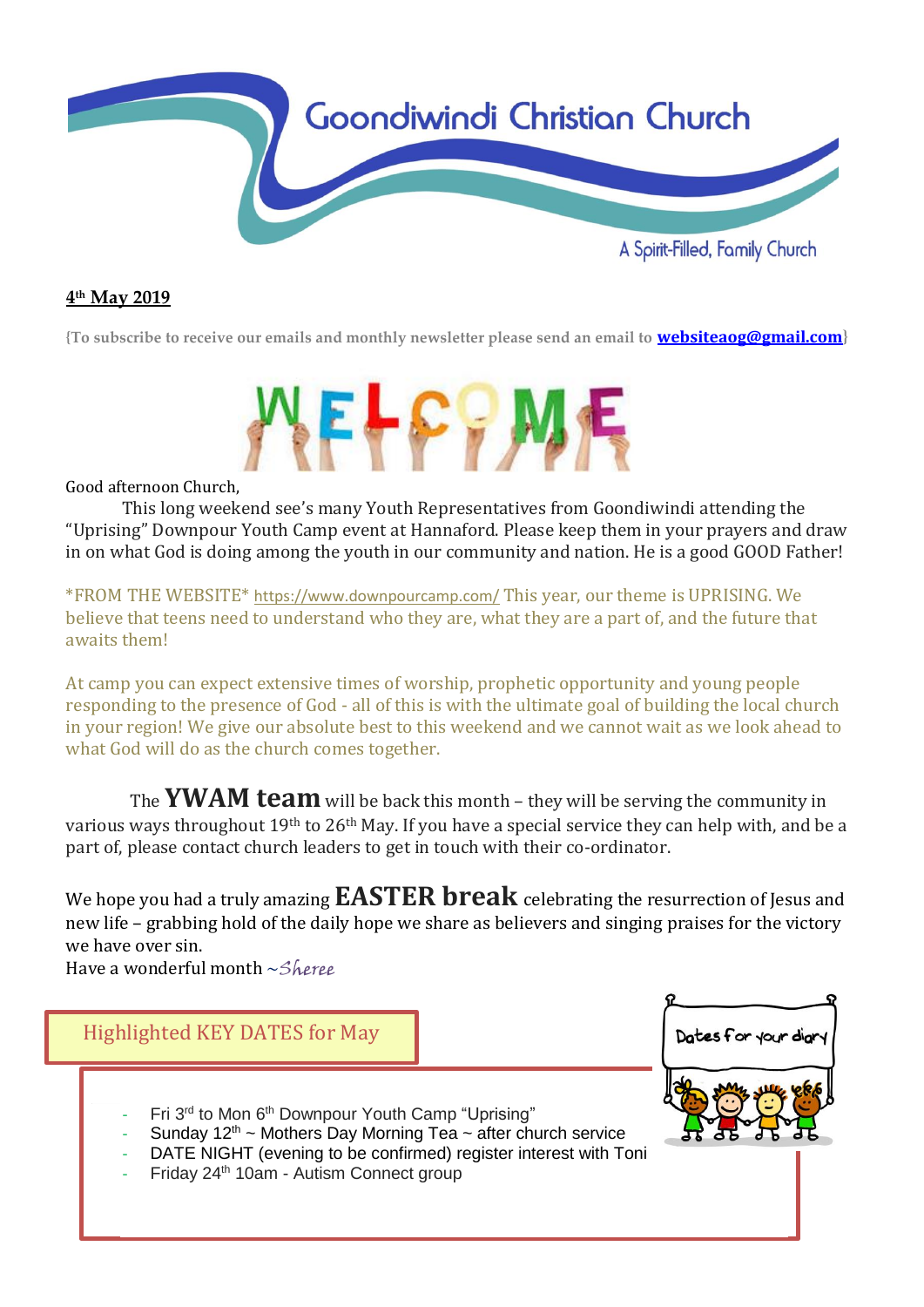# Goondiwindi Christian Church

A Spirit-Filled, Family Church

**4th May 2019**

{To subscribe to receive our emails and monthly newsletter please send an email to **websiteaog@gmail.com**}

WELCOME

Good afternoon Church,

This long weekend see's many Youth Representatives from Goondiwindi attending the "Uprising" Downpour Youth Camp event at Hannaford. Please keep them in your prayers and draw in on what God is doing among the youth in our community and nation. He is a good GOOD Father!

*FROM THE WEBSITE* https://www.downpourcamp.com/ This year, our theme is UPRISING. We believe that teens need to understand who they are, what they are a part of, and the future that awaits them!

At camp you can expect extensive times of worship, prophetic opportunity and young people responding to the presence of God - all of this is with the ultimate goal of building the local church in your region! We give our absolute best to this weekend and we cannot wait as we look ahead to what God will do as the church comes together.

The **YWAM team** will be back this month – they will be serving the community in various ways throughout 19th to 26th May. If you have a special service they can help with, and be a part of, please contact church leaders to get in touch with their co-ordinator.

We hope you had a truly amazing **EASTER break** celebrating the resurrection of Jesus and new life – grabbing hold of the daily hope we share as believers and singing praises for the victory we have over sin.

Have a wonderful month ~*Sheree*

## Highlighted KEY DATES for May

Dates for your diary

- Fri 3rd to Mon 6th Downpour Youth Camp "Uprising"
- Sunday 12th ~ Mothers Day Morning Tea ~ after church service
- DATE NIGHT (evening to be confirmed) register interest with Toni
- Friday 24th 10am - Autism Connect group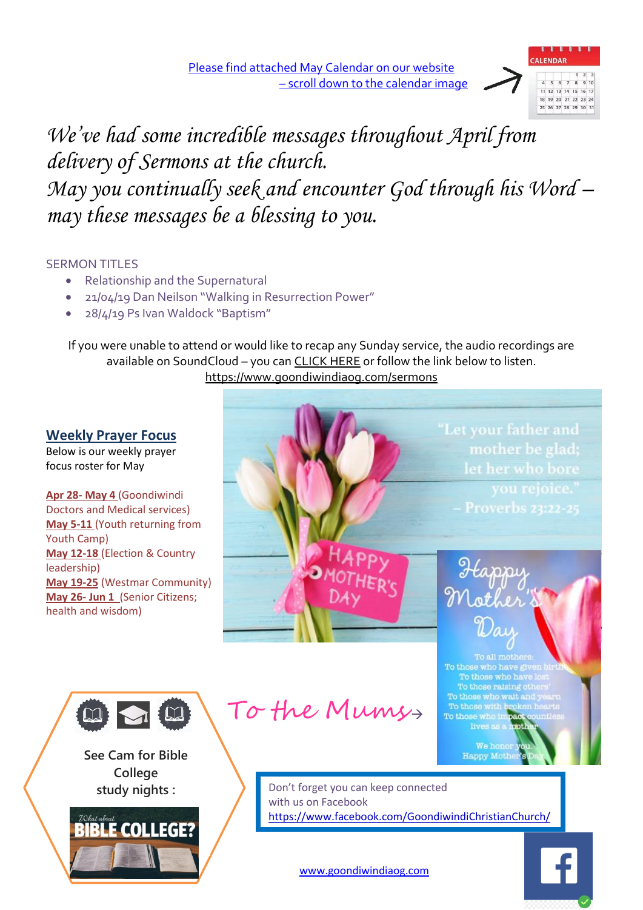Please find attached May Calendar on our website – scroll down to the calendar image

*We've had some incredible messages throughout April from delivery of Sermons at the church.*
*May you continually seek and encounter God through his Word – may these messages be a blessing to you.*

SERMON TITLES

- Relationship and the Supernatural
- 21/04/19 Dan Neilson "Walking in Resurrection Power"
- 28/4/19 Ps Ivan Waldock "Baptism"

If you were unable to attend or would like to recap any Sunday service, the audio recordings are available on SoundCloud – you can CLICK HERE or follow the link below to listen.
https://www.goondiwindiaog.com/sermons

## Weekly Prayer Focus

Below is our weekly prayer focus roster for May

**Apr 28- May 4** (Goondiwindi Doctors and Medical services)
**May 5-11** (Youth returning from Youth Camp)
**May 12-18** (Election & Country leadership)
**May 19-25** (Westmar Community)
**May 26- Jun 1** (Senior Citizens; health and wisdom)

"Let your father and mother be glad; let her who bore you rejoice." – Proverbs 23:22-25

HAPPY MOTHER'S DAY

Happy Mother's Day

To all mothers:
To those who have given birth
To those who have lost
To those raising others'
To those who wait and yearn
To those with broken hearts
To those who impact countless lives as a mother

We honor you.
Happy Mother's Day

To the Mums

See Cam for Bible College study nights :

What about BIBLE COLLEGE?

Don't forget you can keep connected with us on Facebook
https://www.facebook.com/GoondiwindiChristianChurch/

www.goondiwindiaog.com